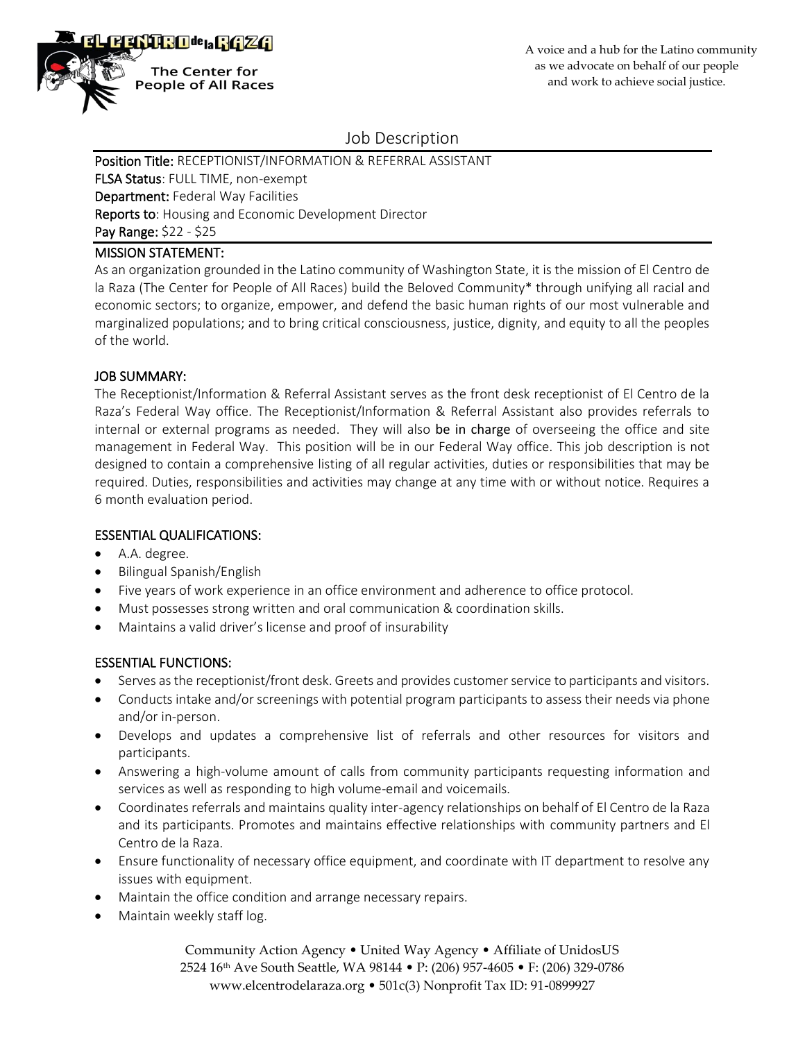EL CENTRO de la RAZA

The Center for People of All Races

A voice and a hub for the Latino community as we advocate on behalf of our people and work to achieve social justice.

# Job Description

**Position Title:** RECEPTIONIST/INFORMATION & REFERRAL ASSISTANT
**FLSA Status**: FULL TIME, non-exempt
**Department:** Federal Way Facilities
**Reports to**: Housing and Economic Development Director
**Pay Range:** $22 - $25

## MISSION STATEMENT:

As an organization grounded in the Latino community of Washington State, it is the mission of El Centro de la Raza (The Center for People of All Races) build the Beloved Community* through unifying all racial and economic sectors; to organize, empower, and defend the basic human rights of our most vulnerable and marginalized populations; and to bring critical consciousness, justice, dignity, and equity to all the peoples of the world.

## JOB SUMMARY:

The Receptionist/Information & Referral Assistant serves as the front desk receptionist of El Centro de la Raza's Federal Way office. The Receptionist/Information & Referral Assistant also provides referrals to internal or external programs as needed. They will also be in charge of overseeing the office and site management in Federal Way. This position will be in our Federal Way office. This job description is not designed to contain a comprehensive listing of all regular activities, duties or responsibilities that may be required. Duties, responsibilities and activities may change at any time with or without notice. Requires a 6 month evaluation period.

## ESSENTIAL QUALIFICATIONS:

- A.A. degree.
- Bilingual Spanish/English
- Five years of work experience in an office environment and adherence to office protocol.
- Must possesses strong written and oral communication & coordination skills.
- Maintains a valid driver's license and proof of insurability

## ESSENTIAL FUNCTIONS:

- Serves as the receptionist/front desk. Greets and provides customer service to participants and visitors.
- Conducts intake and/or screenings with potential program participants to assess their needs via phone and/or in-person.
- Develops and updates a comprehensive list of referrals and other resources for visitors and participants.
- Answering a high-volume amount of calls from community participants requesting information and services as well as responding to high volume-email and voicemails.
- Coordinates referrals and maintains quality inter-agency relationships on behalf of El Centro de la Raza and its participants. Promotes and maintains effective relationships with community partners and El Centro de la Raza.
- Ensure functionality of necessary office equipment, and coordinate with IT department to resolve any issues with equipment.
- Maintain the office condition and arrange necessary repairs.
- Maintain weekly staff log.

Community Action Agency • United Way Agency • Affiliate of UnidosUS
2524 16th Ave South Seattle, WA 98144 • P: (206) 957-4605 • F: (206) 329-0786
www.elcentrodelaraza.org • 501c(3) Nonprofit Tax ID: 91-0899927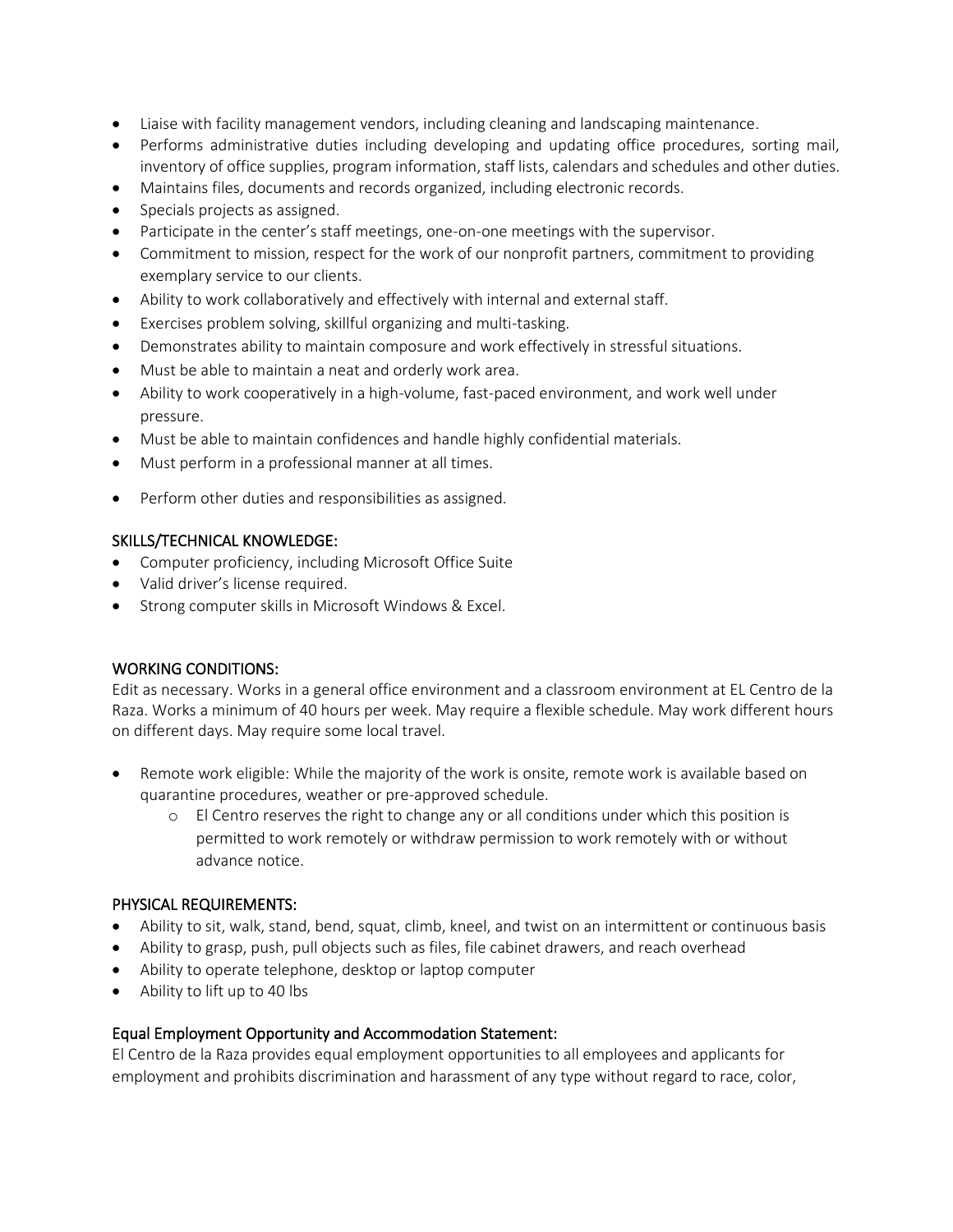- Liaise with facility management vendors, including cleaning and landscaping maintenance.
- Performs administrative duties including developing and updating office procedures, sorting mail, inventory of office supplies, program information, staff lists, calendars and schedules and other duties.
- Maintains files, documents and records organized, including electronic records.
- Specials projects as assigned.
- Participate in the center's staff meetings, one-on-one meetings with the supervisor.
- Commitment to mission, respect for the work of our nonprofit partners, commitment to providing exemplary service to our clients.
- Ability to work collaboratively and effectively with internal and external staff.
- Exercises problem solving, skillful organizing and multi-tasking.
- Demonstrates ability to maintain composure and work effectively in stressful situations.
- Must be able to maintain a neat and orderly work area.
- Ability to work cooperatively in a high-volume, fast-paced environment, and work well under pressure.
- Must be able to maintain confidences and handle highly confidential materials.
- Must perform in a professional manner at all times.
- Perform other duties and responsibilities as assigned.

SKILLS/TECHNICAL KNOWLEDGE:

- Computer proficiency, including Microsoft Office Suite
- Valid driver's license required.
- Strong computer skills in Microsoft Windows & Excel.

WORKING CONDITIONS:

Edit as necessary. Works in a general office environment and a classroom environment at EL Centro de la Raza. Works a minimum of 40 hours per week. May require a flexible schedule. May work different hours on different days. May require some local travel.

- Remote work eligible: While the majority of the work is onsite, remote work is available based on quarantine procedures, weather or pre-approved schedule.
    - El Centro reserves the right to change any or all conditions under which this position is permitted to work remotely or withdraw permission to work remotely with or without advance notice.

PHYSICAL REQUIREMENTS:

- Ability to sit, walk, stand, bend, squat, climb, kneel, and twist on an intermittent or continuous basis
- Ability to grasp, push, pull objects such as files, file cabinet drawers, and reach overhead
- Ability to operate telephone, desktop or laptop computer
- Ability to lift up to 40 lbs

Equal Employment Opportunity and Accommodation Statement:

El Centro de la Raza provides equal employment opportunities to all employees and applicants for employment and prohibits discrimination and harassment of any type without regard to race, color,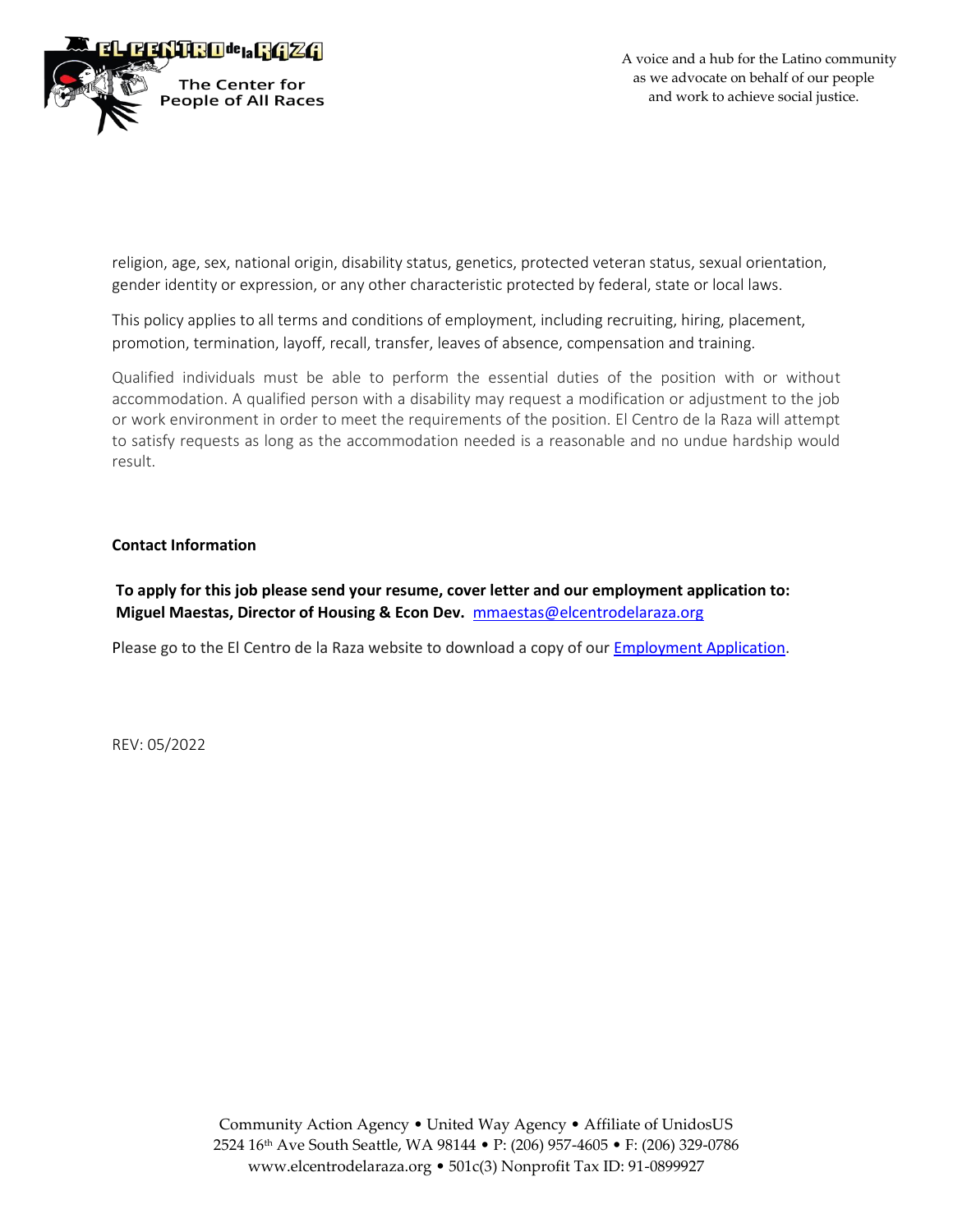religion, age, sex, national origin, disability status, genetics, protected veteran status, sexual orientation, gender identity or expression, or any other characteristic protected by federal, state or local laws.

This policy applies to all terms and conditions of employment, including recruiting, hiring, placement, promotion, termination, layoff, recall, transfer, leaves of absence, compensation and training.

Qualified individuals must be able to perform the essential duties of the position with or without accommodation. A qualified person with a disability may request a modification or adjustment to the job or work environment in order to meet the requirements of the position. El Centro de la Raza will attempt to satisfy requests as long as the accommodation needed is a reasonable and no undue hardship would result.

**Contact Information**

**To apply for this job please send your resume, cover letter and our employment application to: Miguel Maestas, Director of Housing & Econ Dev.** mmaestas@elcentrodelaraza.org

Please go to the El Centro de la Raza website to download a copy of our Employment Application.

REV: 05/2022